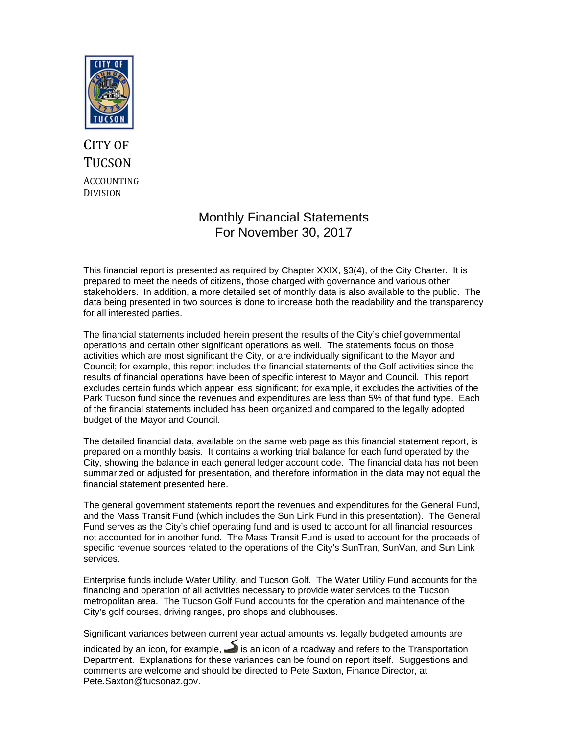CITY OF TUCSON

ACCOUNTING DIVISION

# Monthly Financial Statements
# For November 30, 2017

This financial report is presented as required by Chapter XXIX, §3(4), of the City Charter. It is prepared to meet the needs of citizens, those charged with governance and various other stakeholders. In addition, a more detailed set of monthly data is also available to the public. The data being presented in two sources is done to increase both the readability and the transparency for all interested parties.

The financial statements included herein present the results of the City's chief governmental operations and certain other significant operations as well. The statements focus on those activities which are most significant the City, or are individually significant to the Mayor and Council; for example, this report includes the financial statements of the Golf activities since the results of financial operations have been of specific interest to Mayor and Council. This report excludes certain funds which appear less significant; for example, it excludes the activities of the Park Tucson fund since the revenues and expenditures are less than 5% of that fund type. Each of the financial statements included has been organized and compared to the legally adopted budget of the Mayor and Council.

The detailed financial data, available on the same web page as this financial statement report, is prepared on a monthly basis. It contains a working trial balance for each fund operated by the City, showing the balance in each general ledger account code. The financial data has not been summarized or adjusted for presentation, and therefore information in the data may not equal the financial statement presented here.

The general government statements report the revenues and expenditures for the General Fund, and the Mass Transit Fund (which includes the Sun Link Fund in this presentation). The General Fund serves as the City's chief operating fund and is used to account for all financial resources not accounted for in another fund. The Mass Transit Fund is used to account for the proceeds of specific revenue sources related to the operations of the City's SunTran, SunVan, and Sun Link services.

Enterprise funds include Water Utility, and Tucson Golf. The Water Utility Fund accounts for the financing and operation of all activities necessary to provide water services to the Tucson metropolitan area. The Tucson Golf Fund accounts for the operation and maintenance of the City's golf courses, driving ranges, pro shops and clubhouses.

Significant variances between current year actual amounts vs. legally budgeted amounts are indicated by an icon, for example, is an icon of a roadway and refers to the Transportation Department. Explanations for these variances can be found on report itself. Suggestions and comments are welcome and should be directed to Pete Saxton, Finance Director, at Pete.Saxton@tucsonaz.gov.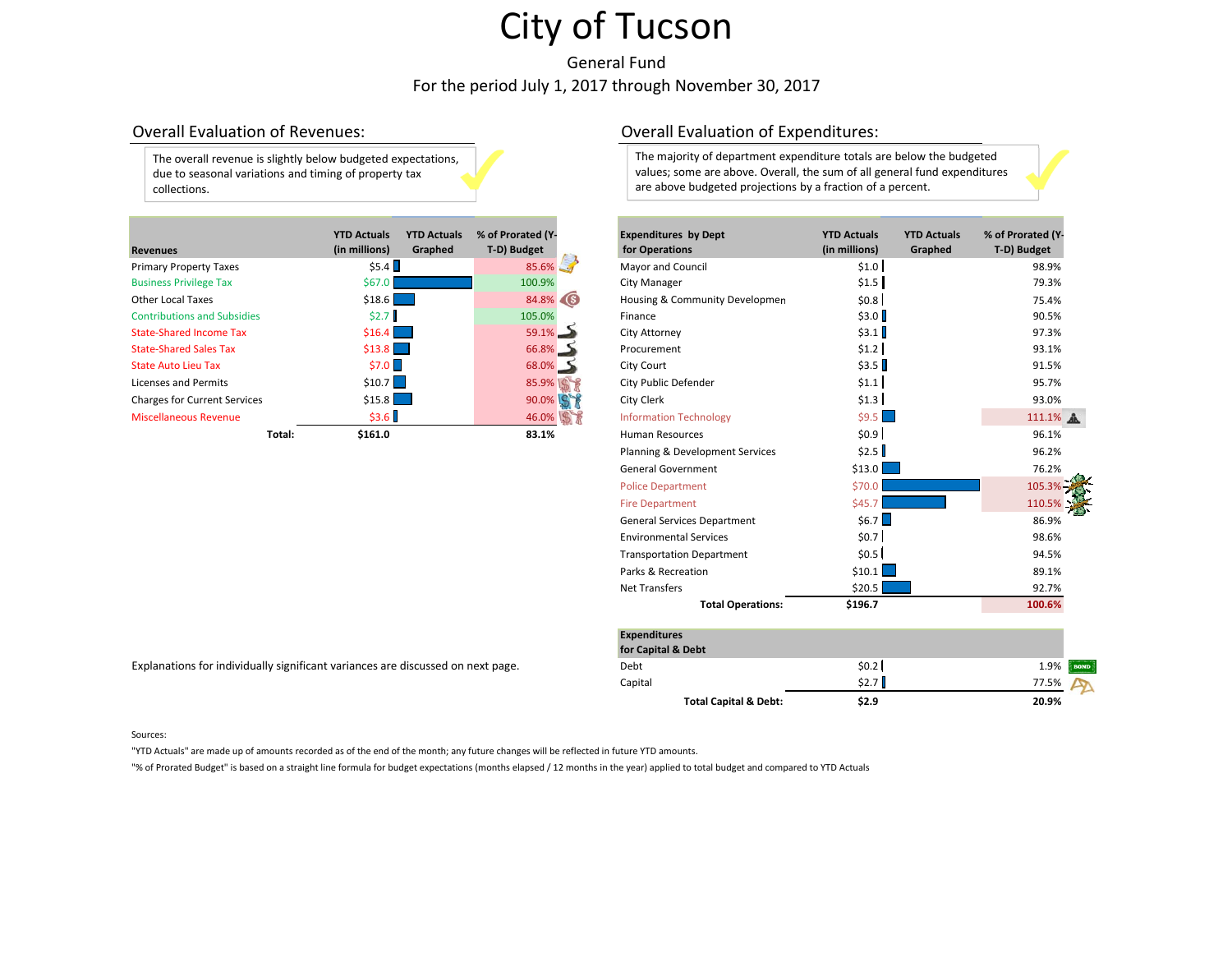# City of Tucson

General Fund

For the period July 1, 2017 through November 30, 2017

## Overall Evaluation of Revenues:

The overall revenue is slightly below budgeted expectations, due to seasonal variations and timing of property tax collections.

| Revenues | YTD Actuals (in millions) | YTD Actuals Graphed | % of Prorated (Y-T-D) Budget |
|---|---|---|---|
| Primary Property Taxes | $5.4 | | 85.6% |
| Business Privilege Tax | $67.0 | | 100.9% |
| Other Local Taxes | $18.6 | | 84.8% |
| Contributions and Subsidies | $2.7 | | 105.0% |
| State-Shared Income Tax | $16.4 | | 59.1% |
| State-Shared Sales Tax | $13.8 | | 66.8% |
| State Auto Lieu Tax | $7.0 | | 68.0% |
| Licenses and Permits | $10.7 | | 85.9% |
| Charges for Current Services | $15.8 | | 90.0% |
| Miscellaneous Revenue | $3.6 | | 46.0% |
| **Total:** | **$161.0** | | **83.1%** |

Explanations for individually significant variances are discussed on next page.

## Overall Evaluation of Expenditures:

The majority of department expenditure totals are below the budgeted values; some are above. Overall, the sum of all general fund expenditures are above budgeted projections by a fraction of a percent.

| Expenditures by Dept for Operations | YTD Actuals (in millions) | YTD Actuals Graphed | % of Prorated (Y-T-D) Budget |
|---|---|---|---|
| Mayor and Council | $1.0 | | 98.9% |
| City Manager | $1.5 | | 79.3% |
| Housing & Community Developmen | $0.8 | | 75.4% |
| Finance | $3.0 | | 90.5% |
| City Attorney | $3.1 | | 97.3% |
| Procurement | $1.2 | | 93.1% |
| City Court | $3.5 | | 91.5% |
| City Public Defender | $1.1 | | 95.7% |
| City Clerk | $1.3 | | 93.0% |
| Information Technology | $9.5 | | 111.1% |
| Human Resources | $0.9 | | 96.1% |
| Planning & Development Services | $2.5 | | 96.2% |
| General Government | $13.0 | | 76.2% |
| Police Department | $70.0 | | 105.3% |
| Fire Department | $45.7 | | 110.5% |
| General Services Department | $6.7 | | 86.9% |
| Environmental Services | $0.7 | | 98.6% |
| Transportation Department | $0.5 | | 94.5% |
| Parks & Recreation | $10.1 | | 89.1% |
| Net Transfers | $20.5 | | 92.7% |
| **Total Operations:** | **$196.7** | | **100.6%** |

| Expenditures for Capital & Debt | YTD Actuals (in millions) | YTD Actuals Graphed | % of Prorated (Y-T-D) Budget |
|---|---|---|---|
| Debt | $0.2 | | 1.9% |
| Capital | $2.7 | | 77.5% |
| **Total Capital & Debt:** | **$2.9** | | **20.9%** |

Sources:

"YTD Actuals" are made up of amounts recorded as of the end of the month; any future changes will be reflected in future YTD amounts.

"% of Prorated Budget" is based on a straight line formula for budget expectations (months elapsed / 12 months in the year) applied to total budget and compared to YTD Actuals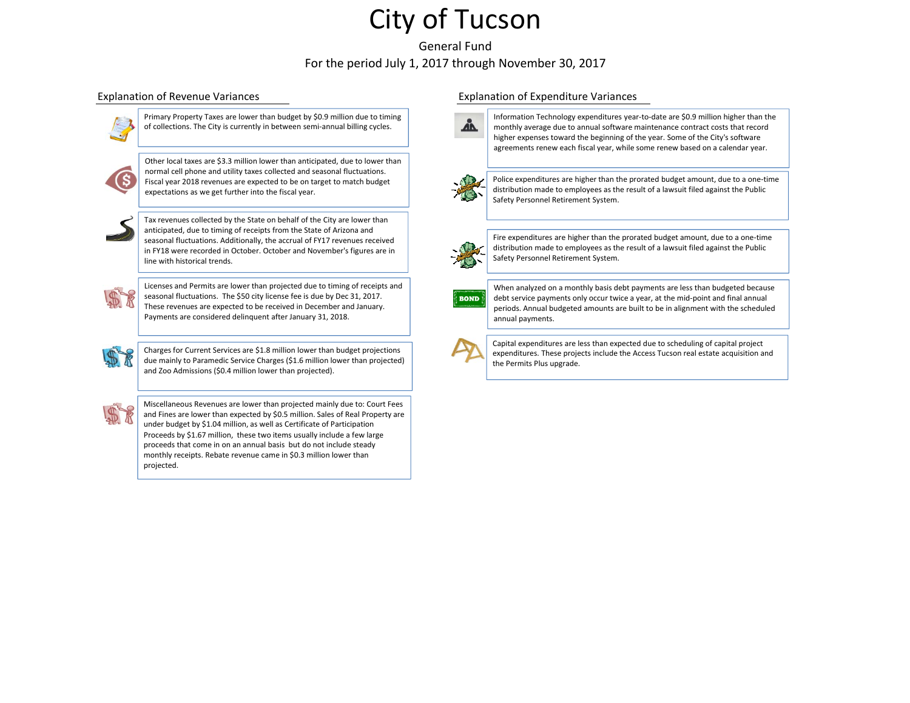# City of Tucson

General Fund

For the period July 1, 2017 through November 30, 2017

## Explanation of Revenue Variances

Primary Property Taxes are lower than budget by $0.9 million due to timing of collections. The City is currently in between semi-annual billing cycles.

Other local taxes are $3.3 million lower than anticipated, due to lower than normal cell phone and utility taxes collected and seasonal fluctuations. Fiscal year 2018 revenues are expected to be on target to match budget expectations as we get further into the fiscal year.

Tax revenues collected by the State on behalf of the City are lower than anticipated, due to timing of receipts from the State of Arizona and seasonal fluctuations. Additionally, the accrual of FY17 revenues received in FY18 were recorded in October. October and November's figures are in line with historical trends.

Licenses and Permits are lower than projected due to timing of receipts and seasonal fluctuations. The $50 city license fee is due by Dec 31, 2017. These revenues are expected to be received in December and January. Payments are considered delinquent after January 31, 2018.

Charges for Current Services are $1.8 million lower than budget projections due mainly to Paramedic Service Charges ($1.6 million lower than projected) and Zoo Admissions ($0.4 million lower than projected).

Miscellaneous Revenues are lower than projected mainly due to: Court Fees and Fines are lower than expected by $0.5 million. Sales of Real Property are under budget by $1.04 million, as well as Certificate of Participation Proceeds by $1.67 million, these two items usually include a few large proceeds that come in on an annual basis but do not include steady monthly receipts. Rebate revenue came in $0.3 million lower than projected.

## Explanation of Expenditure Variances

Information Technology expenditures year-to-date are $0.9 million higher than the monthly average due to annual software maintenance contract costs that record higher expenses toward the beginning of the year. Some of the City's software agreements renew each fiscal year, while some renew based on a calendar year.

Police expenditures are higher than the prorated budget amount, due to a one-time distribution made to employees as the result of a lawsuit filed against the Public Safety Personnel Retirement System.

Fire expenditures are higher than the prorated budget amount, due to a one-time distribution made to employees as the result of a lawsuit filed against the Public Safety Personnel Retirement System.

When analyzed on a monthly basis debt payments are less than budgeted because debt service payments only occur twice a year, at the mid-point and final annual periods. Annual budgeted amounts are built to be in alignment with the scheduled annual payments.

Capital expenditures are less than expected due to scheduling of capital project expenditures. These projects include the Access Tucson real estate acquisition and the Permits Plus upgrade.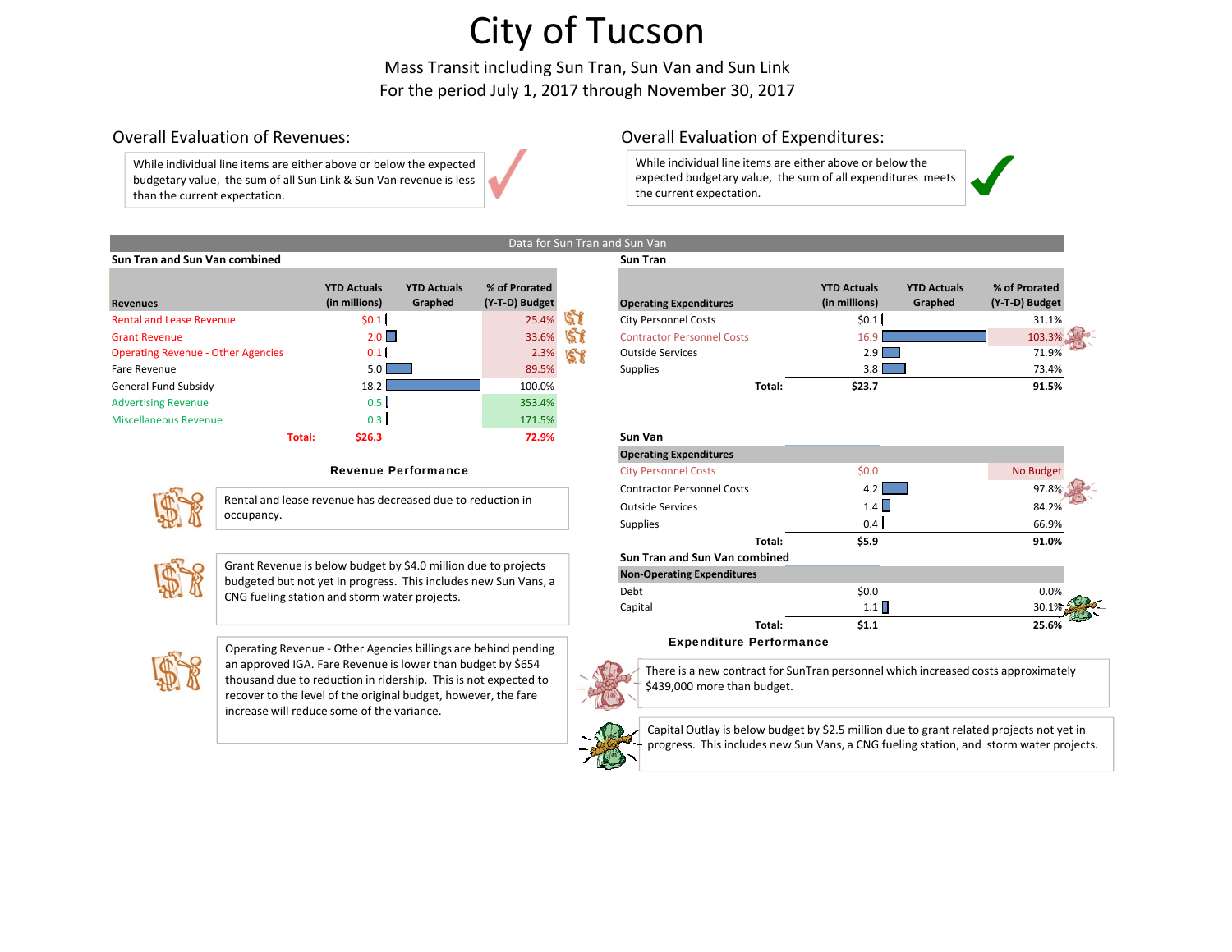# City of Tucson

Mass Transit including Sun Tran, Sun Van and Sun Link
For the period July 1, 2017 through November 30, 2017

## Overall Evaluation of Revenues:

While individual line items are either above or below the expected budgetary value, the sum of all Sun Link & Sun Van revenue is less than the current expectation.

## Overall Evaluation of Expenditures:

While individual line items are either above or below the expected budgetary value, the sum of all expenditures meets the current expectation.

Data for Sun Tran and Sun Van

### Sun Tran and Sun Van combined

| Revenues | YTD Actuals (in millions) | YTD Actuals Graphed | % of Prorated (Y-T-D) Budget |
|---|---|---|---|
| Rental and Lease Revenue | $0.1 | | 25.4% |
| Grant Revenue | 2.0 | | 33.6% |
| Operating Revenue - Other Agencies | 0.1 | | 2.3% |
| Fare Revenue | 5.0 | | 89.5% |
| General Fund Subsidy | 18.2 | | 100.0% |
| Advertising Revenue | 0.5 | | 353.4% |
| Miscellaneous Revenue | 0.3 | | 171.5% |
| **Total:** | **$26.3** | | **72.9%** |

### Sun Tran

| Operating Expenditures | YTD Actuals (in millions) | YTD Actuals Graphed | % of Prorated (Y-T-D) Budget |
|---|---|---|---|
| City Personnel Costs | $0.1 | | 31.1% |
| Contractor Personnel Costs | 16.9 | | 103.3% |
| Outside Services | 2.9 | | 71.9% |
| Supplies | 3.8 | | 73.4% |
| **Total:** | **$23.7** | | **91.5%** |

### Sun Van

| Operating Expenditures | YTD Actuals (in millions) | YTD Actuals Graphed | % of Prorated (Y-T-D) Budget |
|---|---|---|---|
| City Personnel Costs | $0.0 | | No Budget |
| Contractor Personnel Costs | 4.2 | | 97.8% |
| Outside Services | 1.4 | | 84.2% |
| Supplies | 0.4 | | 66.9% |
| **Total:** | **$5.9** | | **91.0%** |

### Sun Tran and Sun Van combined

| Non-Operating Expenditures | YTD Actuals (in millions) | YTD Actuals Graphed | % of Prorated (Y-T-D) Budget |
|---|---|---|---|
| Debt | $0.0 | | 0.0% |
| Capital | 1.1 | | 30.1% |
| **Total:** | **$1.1** | | **25.6%** |

### Revenue Performance

Rental and lease revenue has decreased due to reduction in occupancy.

Grant Revenue is below budget by $4.0 million due to projects budgeted but not yet in progress. This includes new Sun Vans, a CNG fueling station and storm water projects.

Operating Revenue - Other Agencies billings are behind pending an approved IGA. Fare Revenue is lower than budget by $654 thousand due to reduction in ridership. This is not expected to recover to the level of the original budget, however, the fare increase will reduce some of the variance.

### Expenditure Performance

There is a new contract for SunTran personnel which increased costs approximately $439,000 more than budget.

Capital Outlay is below budget by $2.5 million due to grant related projects not yet in progress. This includes new Sun Vans, a CNG fueling station, and storm water projects.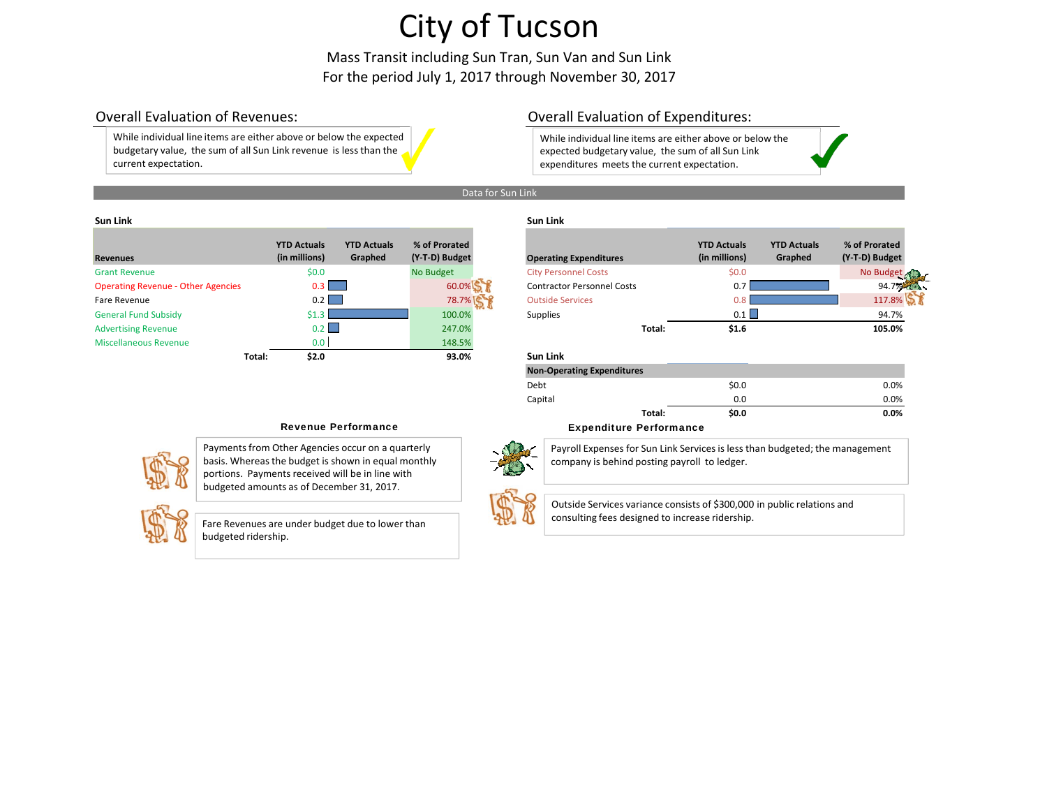# City of Tucson

Mass Transit including Sun Tran, Sun Van and Sun Link

For the period July 1, 2017 through November 30, 2017

## Overall Evaluation of Revenues:

While individual line items are either above or below the expected budgetary value, the sum of all Sun Link revenue is less than the current expectation.

## Overall Evaluation of Expenditures:

While individual line items are either above or below the expected budgetary value, the sum of all Sun Link expenditures meets the current expectation.

### Data for Sun Link

**Sun Link**

| Revenues | YTD Actuals (in millions) | YTD Actuals Graphed | % of Prorated (Y-T-D) Budget |
|---|---|---|---|
| Grant Revenue | $0.0 | | No Budget |
| Operating Revenue - Other Agencies | 0.3 | | 60.0% |
| Fare Revenue | 0.2 | | 78.7% |
| General Fund Subsidy | $1.3 | | 100.0% |
| Advertising Revenue | 0.2 | | 247.0% |
| Miscellaneous Revenue | 0.0 | | 148.5% |
| **Total:** | **$2.0** | | **93.0%** |

**Sun Link**

| Operating Expenditures | YTD Actuals (in millions) | YTD Actuals Graphed | % of Prorated (Y-T-D) Budget |
|---|---|---|---|
| City Personnel Costs | $0.0 | | No Budget |
| Contractor Personnel Costs | 0.7 | | 94.7% |
| Outside Services | 0.8 | | 117.8% |
| Supplies | 0.1 | | 94.7% |
| **Total:** | **$1.6** | | **105.0%** |

**Sun Link**

| Non-Operating Expenditures | YTD Actuals (in millions) | YTD Actuals Graphed | % of Prorated (Y-T-D) Budget |
|---|---|---|---|
| Debt | $0.0 | | 0.0% |
| Capital | 0.0 | | 0.0% |
| **Total:** | **$0.0** | | **0.0%** |

### Revenue Performance

Payments from Other Agencies occur on a quarterly basis. Whereas the budget is shown in equal monthly portions. Payments received will be in line with budgeted amounts as of December 31, 2017.

Fare Revenues are under budget due to lower than budgeted ridership.

### Expenditure Performance

Payroll Expenses for Sun Link Services is less than budgeted; the management company is behind posting payroll to ledger.

Outside Services variance consists of $300,000 in public relations and consulting fees designed to increase ridership.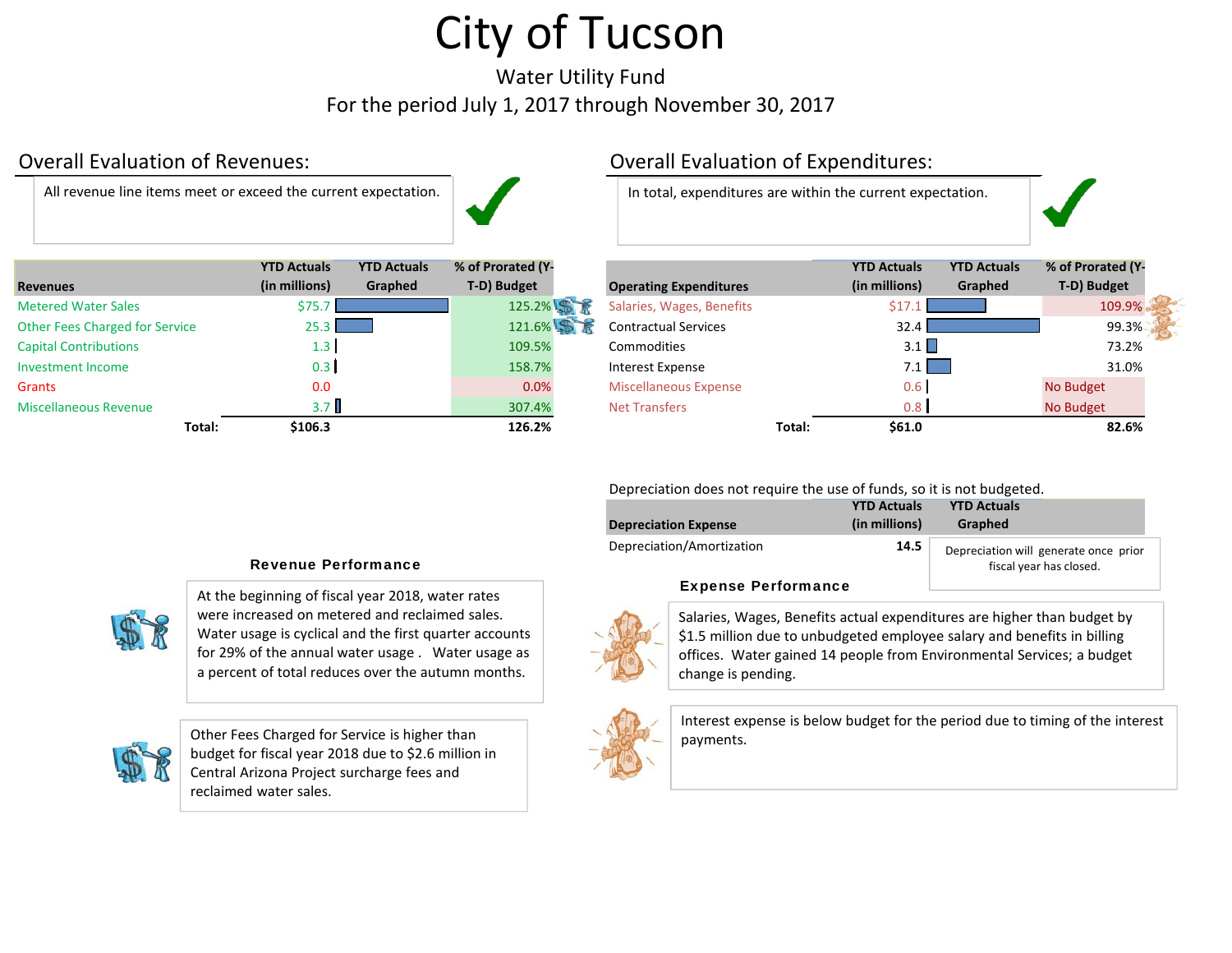# City of Tucson

Water Utility Fund

For the period July 1, 2017 through November 30, 2017

## Overall Evaluation of Revenues:

All revenue line items meet or exceed the current expectation.

| Revenues | YTD Actuals (in millions) | YTD Actuals Graphed | % of Prorated (Y-T-D) Budget |
|---|---|---|---|
| Metered Water Sales | $75.7 | | 125.2% |
| Other Fees Charged for Service | 25.3 | | 121.6% |
| Capital Contributions | 1.3 | | 109.5% |
| Investment Income | 0.3 | | 158.7% |
| Grants | 0.0 | | 0.0% |
| Miscellaneous Revenue | 3.7 | | 307.4% |
| **Total:** | **$106.3** | | **126.2%** |

## Overall Evaluation of Expenditures:

In total, expenditures are within the current expectation.

| Operating Expenditures | YTD Actuals (in millions) | YTD Actuals Graphed | % of Prorated (Y-T-D) Budget |
|---|---|---|---|
| Salaries, Wages, Benefits | $17.1 | | 109.9% |
| Contractual Services | 32.4 | | 99.3% |
| Commodities | 3.1 | | 73.2% |
| Interest Expense | 7.1 | | 31.0% |
| Miscellaneous Expense | 0.6 | | No Budget |
| Net Transfers | 0.8 | | No Budget |
| **Total:** | **$61.0** | | **82.6%** |

Depreciation does not require the use of funds, so it is not budgeted.

| Depreciation Expense | YTD Actuals (in millions) | YTD Actuals Graphed |
|---|---|---|
| Depreciation/Amortization | **14.5** | Depreciation will generate once prior fiscal year has closed. |

### Revenue Performance

At the beginning of fiscal year 2018, water rates were increased on metered and reclaimed sales. Water usage is cyclical and the first quarter accounts for 29% of the annual water usage . Water usage as a percent of total reduces over the autumn months.

Other Fees Charged for Service is higher than budget for fiscal year 2018 due to $2.6 million in Central Arizona Project surcharge fees and reclaimed water sales.

### Expense Performance

Salaries, Wages, Benefits actual expenditures are higher than budget by $1.5 million due to unbudgeted employee salary and benefits in billing offices. Water gained 14 people from Environmental Services; a budget change is pending.

Interest expense is below budget for the period due to timing of the interest payments.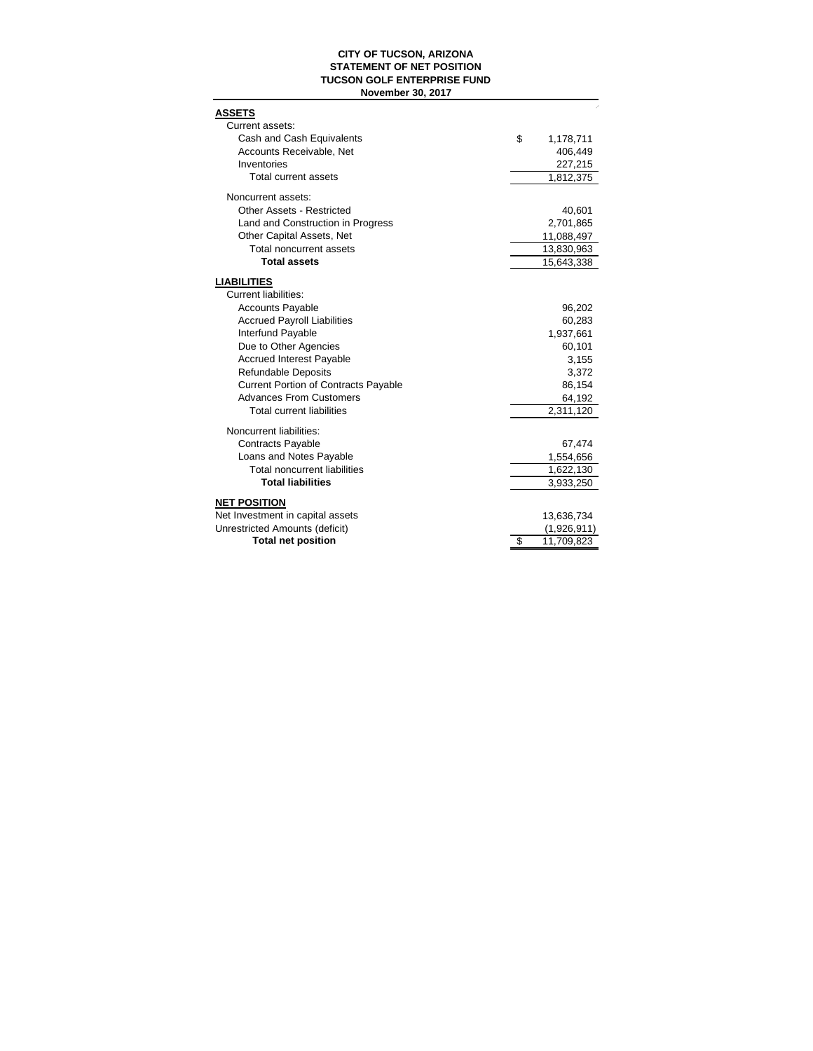**CITY OF TUCSON, ARIZONA**
**STATEMENT OF NET POSITION**
**TUCSON GOLF ENTERPRISE FUND**
**November 30, 2017**

| | |
|---|---|
| **ASSETS** | |
| Current assets: | |
| Cash and Cash Equivalents | $ 1,178,711 |
| Accounts Receivable, Net | 406,449 |
| Inventories | 227,215 |
| Total current assets | 1,812,375 |
| Noncurrent assets: | |
| Other Assets - Restricted | 40,601 |
| Land and Construction in Progress | 2,701,865 |
| Other Capital Assets, Net | 11,088,497 |
| Total noncurrent assets | 13,830,963 |
| **Total assets** | 15,643,338 |
| **LIABILITIES** | |
| Current liabilities: | |
| Accounts Payable | 96,202 |
| Accrued Payroll Liabilities | 60,283 |
| Interfund Payable | 1,937,661 |
| Due to Other Agencies | 60,101 |
| Accrued Interest Payable | 3,155 |
| Refundable Deposits | 3,372 |
| Current Portion of Contracts Payable | 86,154 |
| Advances From Customers | 64,192 |
| Total current liabilities | 2,311,120 |
| Noncurrent liabilities: | |
| Contracts Payable | 67,474 |
| Loans and Notes Payable | 1,554,656 |
| Total noncurrent liabilities | 1,622,130 |
| **Total liabilities** | 3,933,250 |
| **NET POSITION** | |
| Net Investment in capital assets | 13,636,734 |
| Unrestricted Amounts (deficit) | (1,926,911) |
| **Total net position** | $ 11,709,823 |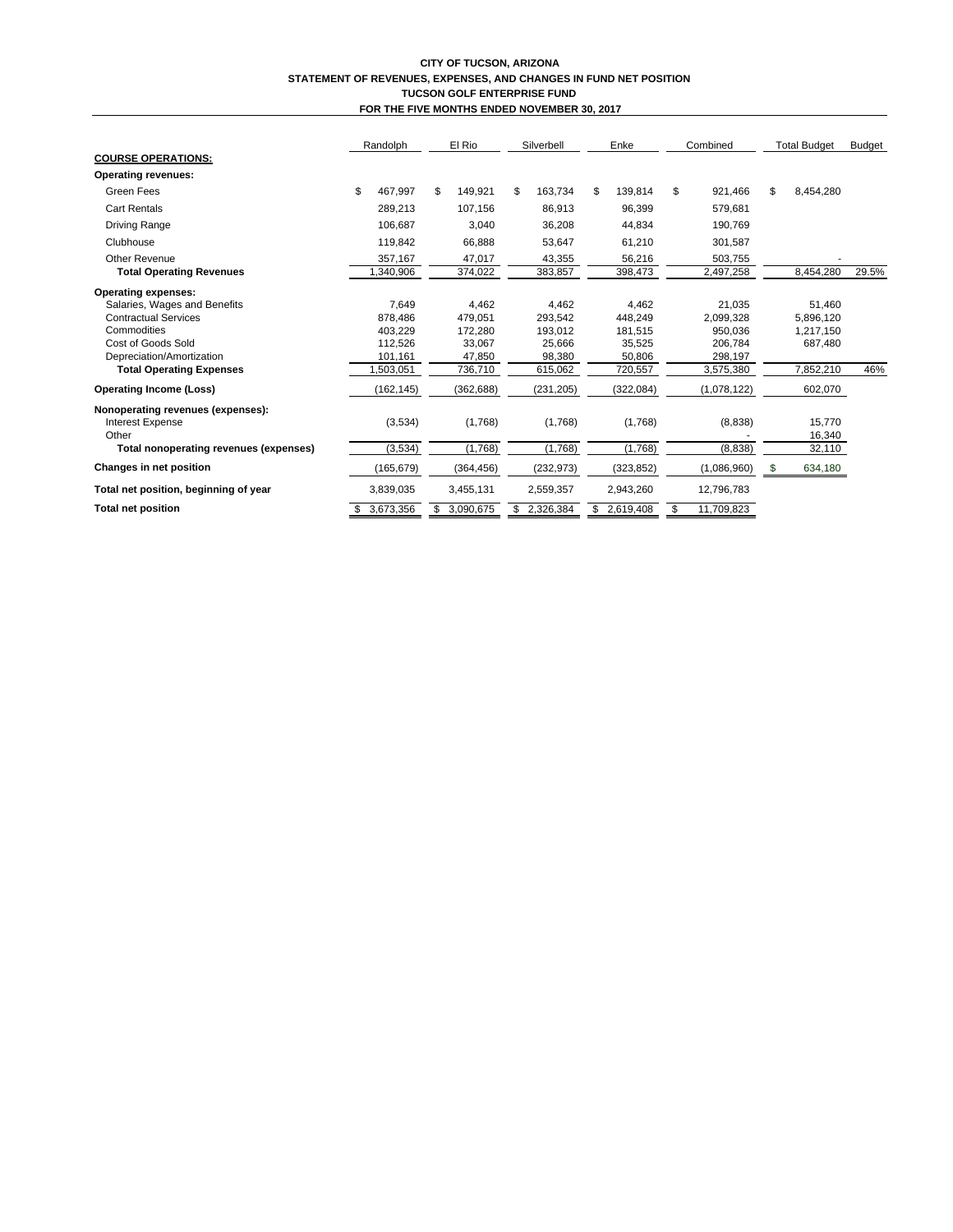**CITY OF TUCSON, ARIZONA**
**STATEMENT OF REVENUES, EXPENSES, AND CHANGES IN FUND NET POSITION**
**TUCSON GOLF ENTERPRISE FUND**
**FOR THE FIVE MONTHS ENDED NOVEMBER 30, 2017**

| | Randolph | El Rio | Silverbell | Enke | Combined | Total Budget | Budget |
|---|---|---|---|---|---|---|---|
| **COURSE OPERATIONS:** | | | | | | | |
| **Operating revenues:** | | | | | | | |
| Green Fees | $ 467,997 | $ 149,921 | $ 163,734 | $ 139,814 | $ 921,466 | $ 8,454,280 | |
| Cart Rentals | 289,213 | 107,156 | 86,913 | 96,399 | 579,681 | | |
| Driving Range | 106,687 | 3,040 | 36,208 | 44,834 | 190,769 | | |
| Clubhouse | 119,842 | 66,888 | 53,647 | 61,210 | 301,587 | | |
| Other Revenue | 357,167 | 47,017 | 43,355 | 56,216 | 503,755 | - | |
| **Total Operating Revenues** | 1,340,906 | 374,022 | 383,857 | 398,473 | 2,497,258 | 8,454,280 | 29.5% |
| **Operating expenses:** | | | | | | | |
| Salaries, Wages and Benefits | 7,649 | 4,462 | 4,462 | 4,462 | 21,035 | 51,460 | |
| Contractual Services | 878,486 | 479,051 | 293,542 | 448,249 | 2,099,328 | 5,896,120 | |
| Commodities | 403,229 | 172,280 | 193,012 | 181,515 | 950,036 | 1,217,150 | |
| Cost of Goods Sold | 112,526 | 33,067 | 25,666 | 35,525 | 206,784 | 687,480 | |
| Depreciation/Amortization | 101,161 | 47,850 | 98,380 | 50,806 | 298,197 | | |
| **Total Operating Expenses** | 1,503,051 | 736,710 | 615,062 | 720,557 | 3,575,380 | 7,852,210 | 46% |
| **Operating Income (Loss)** | (162,145) | (362,688) | (231,205) | (322,084) | (1,078,122) | 602,070 | |
| **Nonoperating revenues (expenses):** | | | | | | | |
| Interest Expense | (3,534) | (1,768) | (1,768) | (1,768) | (8,838) | 15,770 | |
| Other | | | | | - | 16,340 | |
| **Total nonoperating revenues (expenses)** | (3,534) | (1,768) | (1,768) | (1,768) | (8,838) | 32,110 | |
| **Changes in net position** | (165,679) | (364,456) | (232,973) | (323,852) | (1,086,960) | $ 634,180 | |
| **Total net position, beginning of year** | 3,839,035 | 3,455,131 | 2,559,357 | 2,943,260 | 12,796,783 | | |
| **Total net position** | $ 3,673,356 | $ 3,090,675 | $ 2,326,384 | $ 2,619,408 | $ 11,709,823 | | |